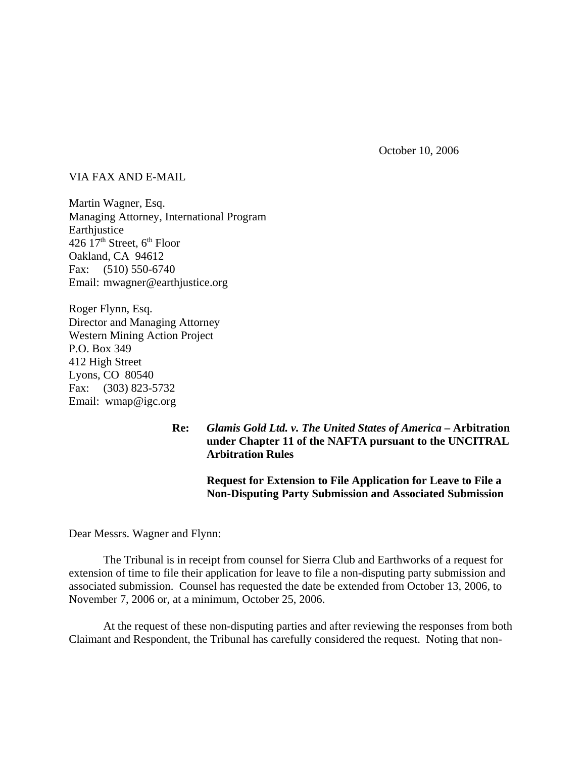October 10, 2006

VIA FAX AND E-MAIL

Martin Wagner, Esq.
Managing Attorney, International Program
Earthjustice
426 17th Street, 6th Floor
Oakland, CA 94612
Fax: (510) 550-6740
Email: mwagner@earthjustice.org

Roger Flynn, Esq.
Director and Managing Attorney
Western Mining Action Project
P.O. Box 349
412 High Street
Lyons, CO 80540
Fax: (303) 823-5732
Email: wmap@igc.org

**Re: *Glamis Gold Ltd. v. The United States of America* – Arbitration under Chapter 11 of the NAFTA pursuant to the UNCITRAL Arbitration Rules**

**Request for Extension to File Application for Leave to File a Non-Disputing Party Submission and Associated Submission**

Dear Messrs. Wagner and Flynn:

The Tribunal is in receipt from counsel for Sierra Club and Earthworks of a request for extension of time to file their application for leave to file a non-disputing party submission and associated submission. Counsel has requested the date be extended from October 13, 2006, to November 7, 2006 or, at a minimum, October 25, 2006.

At the request of these non-disputing parties and after reviewing the responses from both Claimant and Respondent, the Tribunal has carefully considered the request. Noting that non-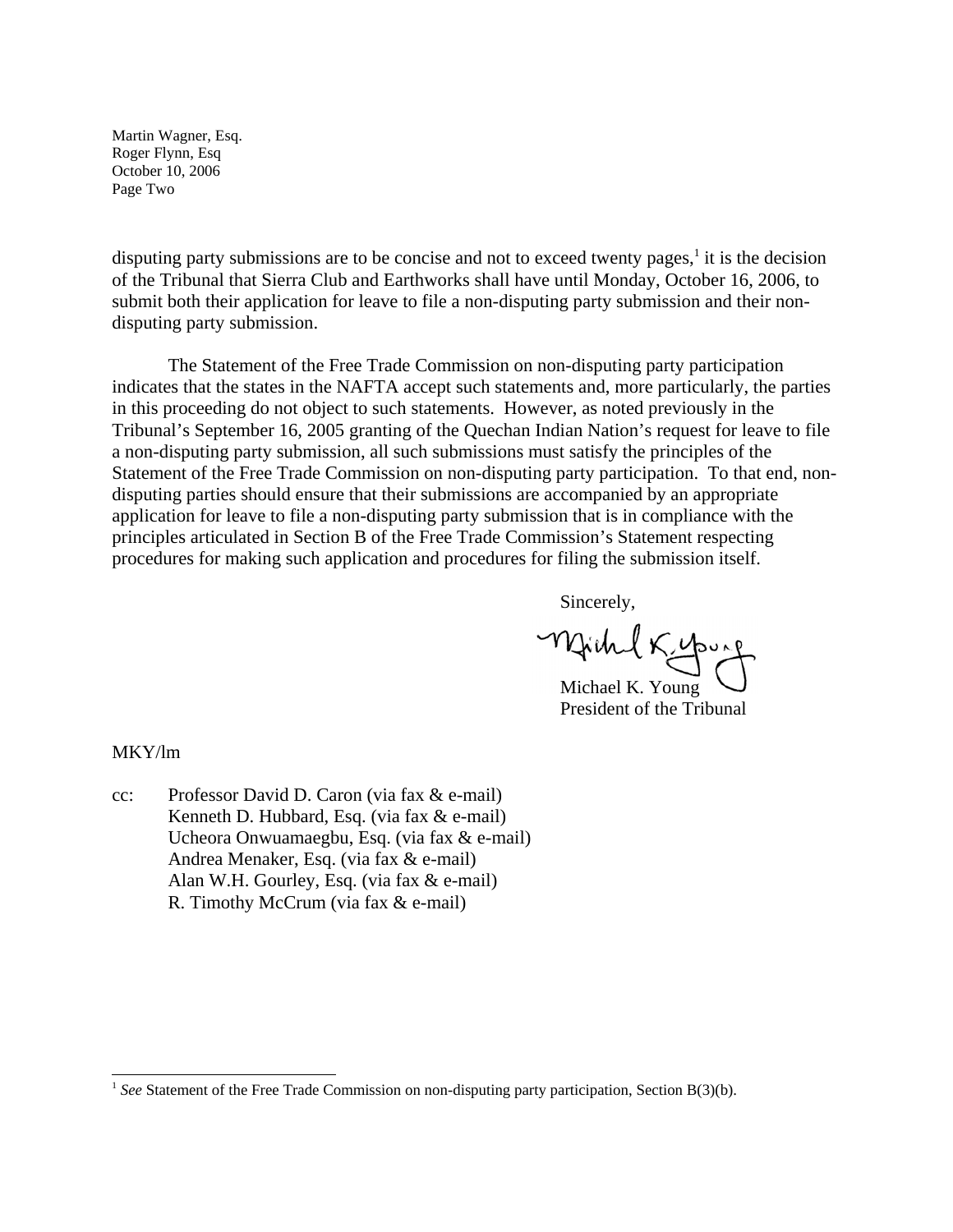Martin Wagner, Esq.
Roger Flynn, Esq
October 10, 2006
Page Two

disputing party submissions are to be concise and not to exceed twenty pages,[1] it is the decision of the Tribunal that Sierra Club and Earthworks shall have until Monday, October 16, 2006, to submit both their application for leave to file a non-disputing party submission and their non-disputing party submission.

The Statement of the Free Trade Commission on non-disputing party participation indicates that the states in the NAFTA accept such statements and, more particularly, the parties in this proceeding do not object to such statements. However, as noted previously in the Tribunal's September 16, 2005 granting of the Quechan Indian Nation's request for leave to file a non-disputing party submission, all such submissions must satisfy the principles of the Statement of the Free Trade Commission on non-disputing party participation. To that end, non-disputing parties should ensure that their submissions are accompanied by an appropriate application for leave to file a non-disputing party submission that is in compliance with the principles articulated in Section B of the Free Trade Commission's Statement respecting procedures for making such application and procedures for filing the submission itself.

Sincerely,

Michael K. Young
President of the Tribunal

MKY/lm

cc: Professor David D. Caron (via fax & e-mail)
Kenneth D. Hubbard, Esq. (via fax & e-mail)
Ucheora Onwuamaegbu, Esq. (via fax & e-mail)
Andrea Menaker, Esq. (via fax & e-mail)
Alan W.H. Gourley, Esq. (via fax & e-mail)
R. Timothy McCrum (via fax & e-mail)

[1] *See* Statement of the Free Trade Commission on non-disputing party participation, Section B(3)(b).